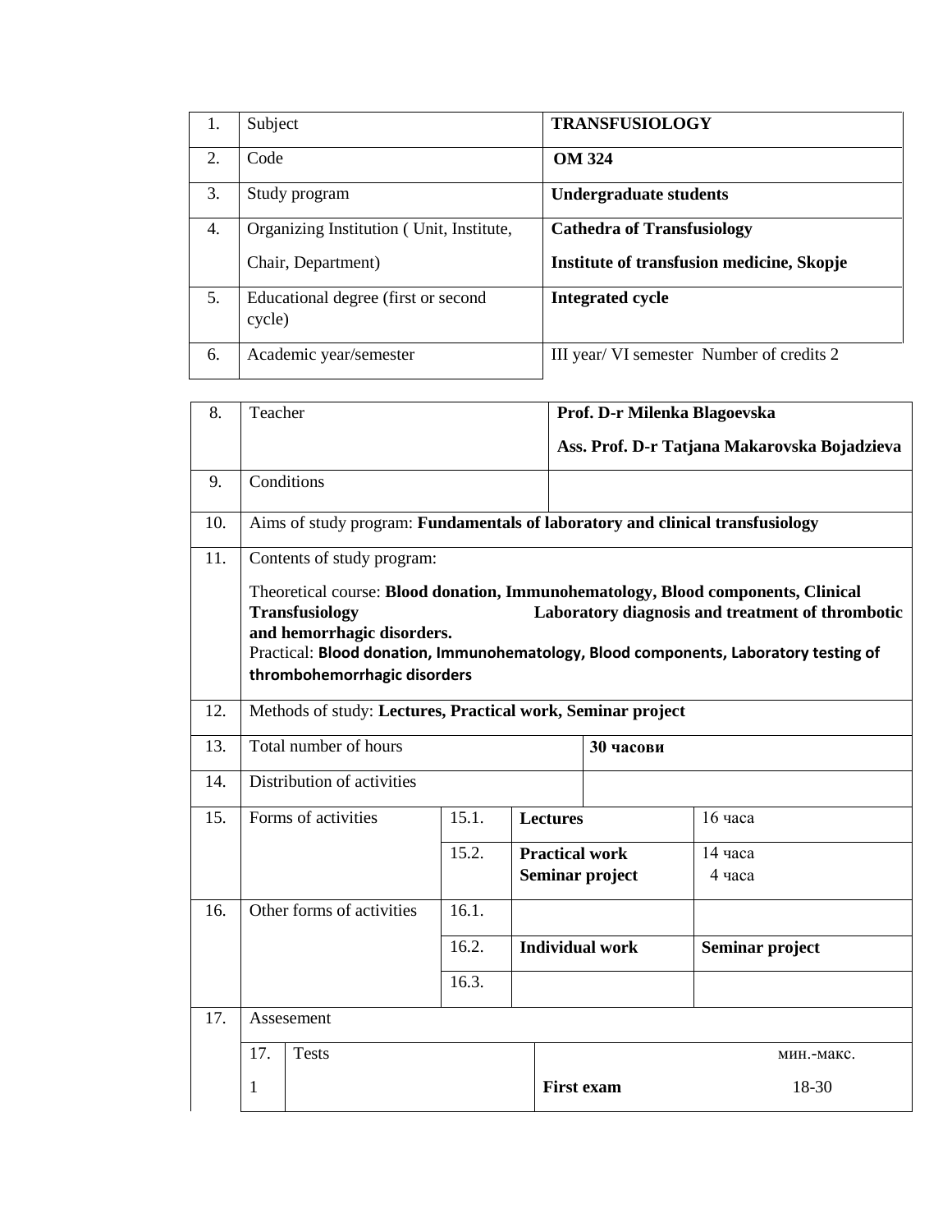| 1. | Subject | **TRANSFUSIOLOGY** |
|---|---|---|
| 2. | Code | **OM 324** |
| 3. | Study program | **Undergraduate students** |
| 4. | Organizing Institution ( Unit, Institute, Chair, Department) | **Cathedra of Transfusiology** **Institute of transfusion medicine, Skopje** |
| 5. | Educational degree (first or second cycle) | **Integrated cycle** |
| 6. | Academic year/semester | III year/ VI semester Number of credits 2 |

| 8. | Teacher | | | **Prof. D-r Milenka Blagoevska** **Ass. Prof. D-r Tatjana Makarovska Bojadzieva** |
|---|---|---|---|---|
| 9. | Conditions | | | |
| 10. | Aims of study program: **Fundamentals of laboratory and clinical transfusiology** | | | |
| 11. | Contents of study program: Theoretical course: **Blood donation, Immunohematology, Blood components, Clinical Transfusiology Laboratory diagnosis and treatment of thrombotic and hemorrhagic disorders.** Practical: **Blood donation, Immunohematology, Blood components, Laboratory testing of thrombohemorrhagic disorders** | | | |
| 12. | Methods of study: **Lectures, Practical work, Seminar project** | | | |
| 13. | Total number of hours | | | **30 часови** |
| 14. | Distribution of activities | | | |
| 15. | Forms of activities | 15.1. | **Lectures** | 16 часа |
| | | 15.2. | **Practical work** **Seminar project** | 14 часа 4 часа |
| 16. | Other forms of activities | 16.1. | | |
| | | 16.2. | **Individual work** | **Seminar project** |
| | | 16.3. | | |
| 17. | Assesement | | | |
| | 17.1 | Tests | **First exam** | мин.-макс. 18-30 |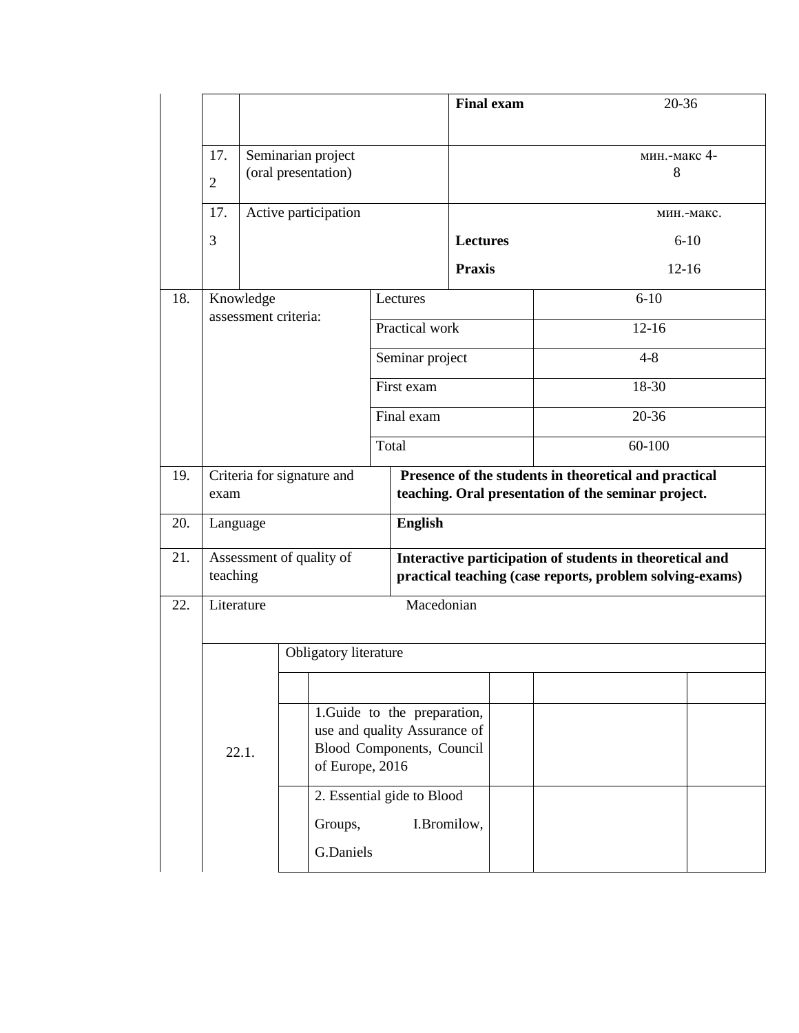| | | | |
|---|---|---|---|
| | | | **Final exam** 20-36 |
| | 17.2 | Seminarian project (oral presentation) | мин.-макс 4-8 |
| | 17.3 | Active participation | мин.-макс.<br>**Lectures** 6-10<br>**Praxis** 12-16 |

| | | | |
|---|---|---|---|
| 18. | Knowledge assessment criteria: | Lectures | 6-10 |
| | | Practical work | 12-16 |
| | | Seminar project | 4-8 |
| | | First exam | 18-30 |
| | | Final exam | 20-36 |
| | | Total | 60-100 |
| 19. | Criteria for signature and exam | **Presence of the students in theoretical and practical teaching. Oral presentation of the seminar project.** | |
| 20. | Language | **English** | |
| 21. | Assessment of quality of teaching | **Interactive participation of students in theoretical and practical teaching (case reports, problem solving-exams)** | |
| 22. | Literature | Macedonian | |

| | | | | | |
|---|---|---|---|---|---|
| 22.1. | Obligatory literature | | | | |
| | | | | | |
| | | 1.Guide to the preparation, use and quality Assurance of Blood Components, Council of Europe, 2016 | | | |
| | | 2. Essential gide to Blood Groups, I.Bromilow, G.Daniels | | | |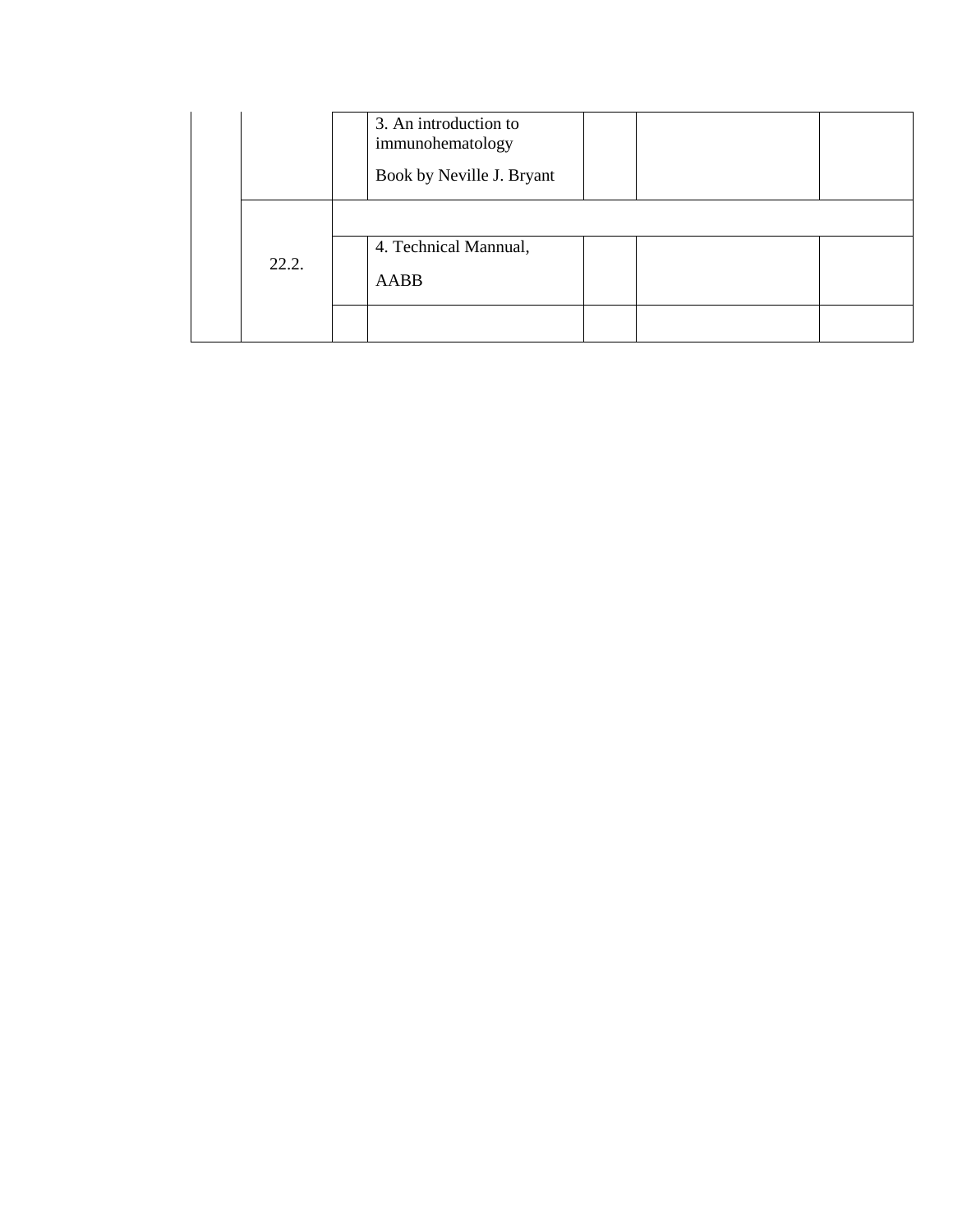| | | | | | | |
|---|---|---|---|---|---|---|
| | | | 3. An introduction to immunohematology<br><br>Book by Neville J. Bryant | | | |
| | 22.2. | | | | | |
| | | | 4. Technical Mannual,<br><br>AABB | | | |
| | | | | | | |